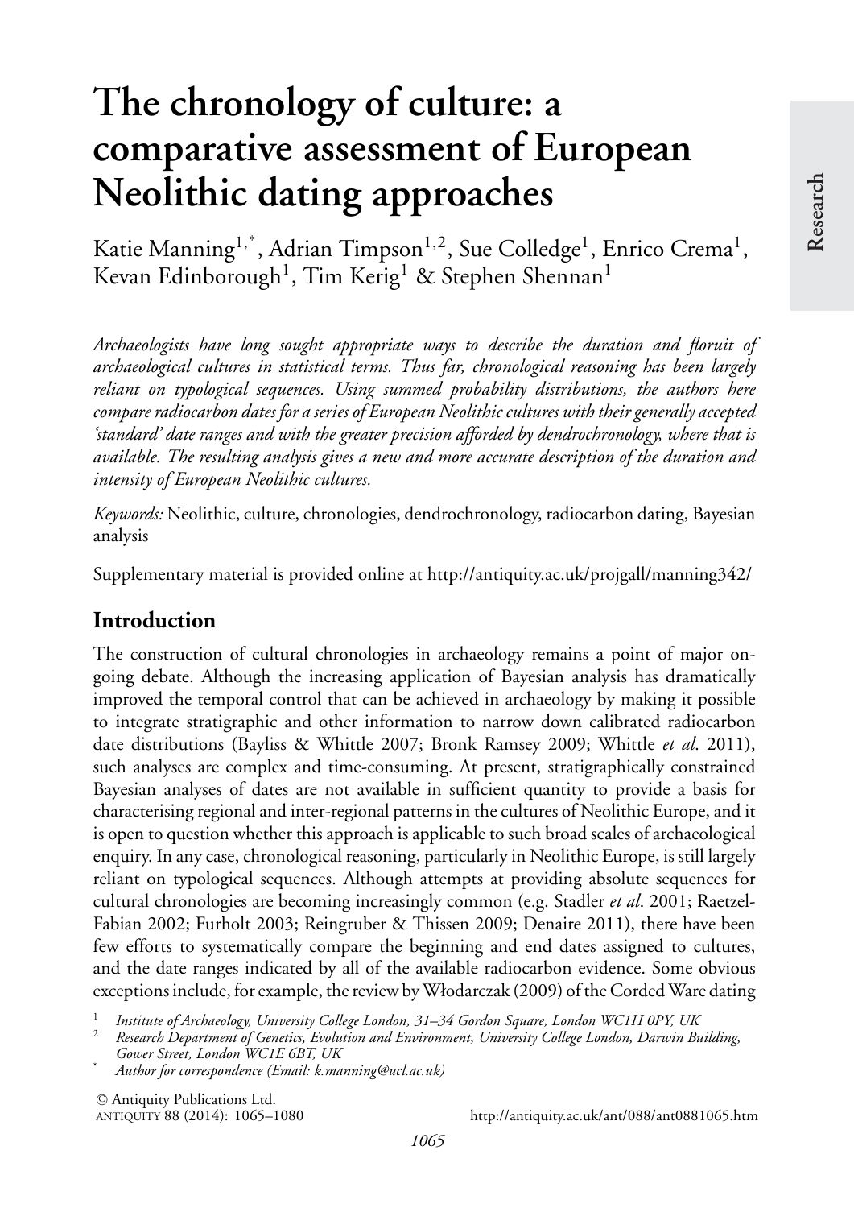# The chronology of culture: a comparative assessment of European Neolithic dating approaches

Katie Manning[1,*], Adrian Timpson[1,2], Sue Colledge[1], Enrico Crema[1], Kevan Edinborough[1], Tim Kerig[1] & Stephen Shennan[1]

*Archaeologists have long sought appropriate ways to describe the duration and floruit of archaeological cultures in statistical terms. Thus far, chronological reasoning has been largely reliant on typological sequences. Using summed probability distributions, the authors here compare radiocarbon dates for a series of European Neolithic cultures with their generally accepted 'standard' date ranges and with the greater precision afforded by dendrochronology, where that is available. The resulting analysis gives a new and more accurate description of the duration and intensity of European Neolithic cultures.*

*Keywords:* Neolithic, culture, chronologies, dendrochronology, radiocarbon dating, Bayesian analysis

Supplementary material is provided online at http://antiquity.ac.uk/projgall/manning342/

## Introduction

The construction of cultural chronologies in archaeology remains a point of major ongoing debate. Although the increasing application of Bayesian analysis has dramatically improved the temporal control that can be achieved in archaeology by making it possible to integrate stratigraphic and other information to narrow down calibrated radiocarbon date distributions (Bayliss & Whittle 2007; Bronk Ramsey 2009; Whittle *et al*. 2011), such analyses are complex and time-consuming. At present, stratigraphically constrained Bayesian analyses of dates are not available in sufficient quantity to provide a basis for characterising regional and inter-regional patterns in the cultures of Neolithic Europe, and it is open to question whether this approach is applicable to such broad scales of archaeological enquiry. In any case, chronological reasoning, particularly in Neolithic Europe, is still largely reliant on typological sequences. Although attempts at providing absolute sequences for cultural chronologies are becoming increasingly common (e.g. Stadler *et al*. 2001; Raetzel-Fabian 2002; Furholt 2003; Reingruber & Thissen 2009; Denaire 2011), there have been few efforts to systematically compare the beginning and end dates assigned to cultures, and the date ranges indicated by all of the available radiocarbon evidence. Some obvious exceptions include, for example, the review by Włodarczak (2009) of the Corded Ware dating

[1] *Institute of Archaeology, University College London, 31–34 Gordon Square, London WC1H 0PY, UK*

[2] *Research Department of Genetics, Evolution and Environment, University College London, Darwin Building, Gower Street, London WC1E 6BT, UK*

[*] *Author for correspondence (Email: k.manning@ucl.ac.uk)*

© Antiquity Publications Ltd.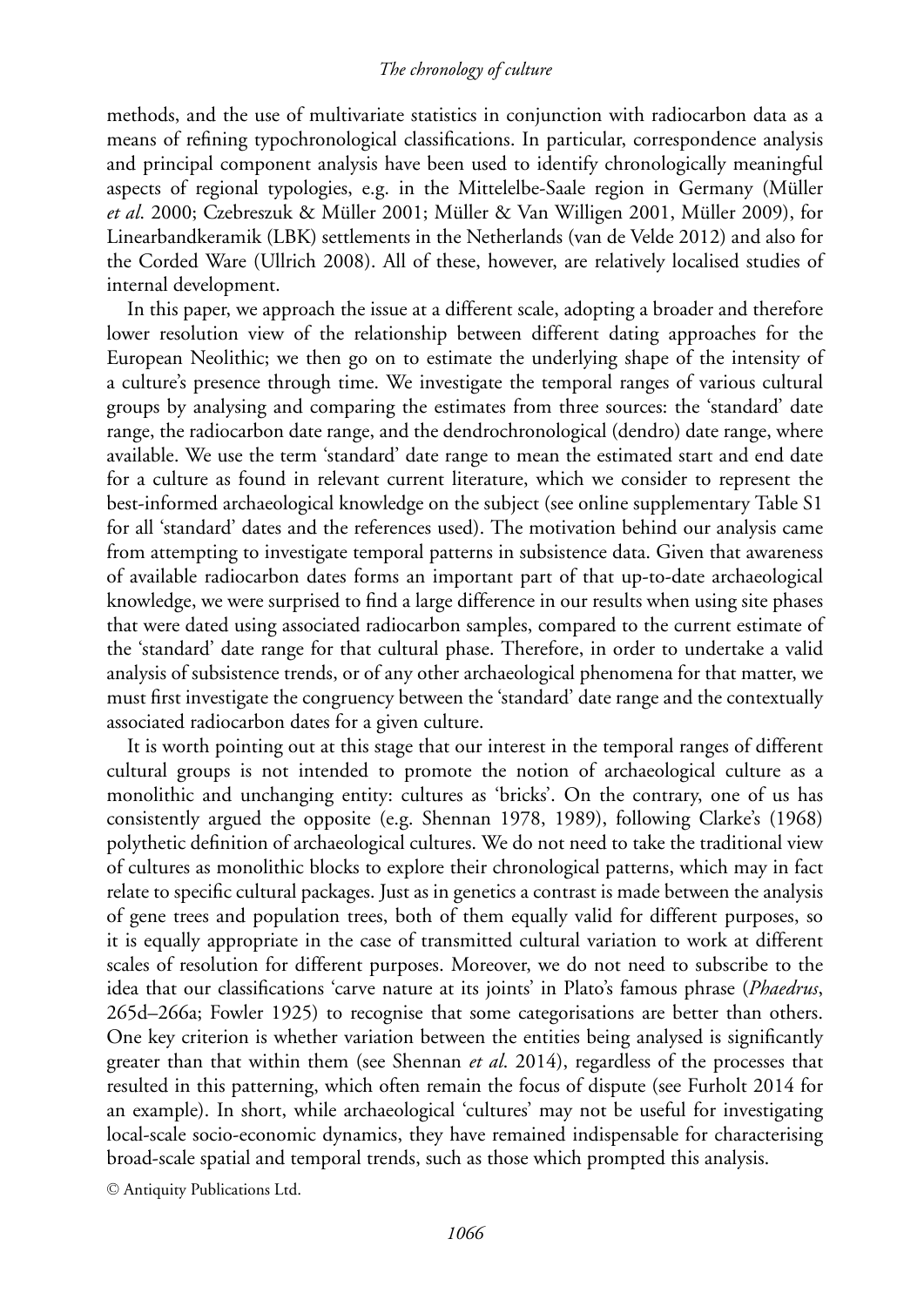methods, and the use of multivariate statistics in conjunction with radiocarbon data as a means of refining typochronological classifications. In particular, correspondence analysis and principal component analysis have been used to identify chronologically meaningful aspects of regional typologies, e.g. in the Mittelelbe-Saale region in Germany (Müller *et al*. 2000; Czebreszuk & Müller 2001; Müller & Van Willigen 2001, Müller 2009), for Linearbandkeramik (LBK) settlements in the Netherlands (van de Velde 2012) and also for the Corded Ware (Ullrich 2008). All of these, however, are relatively localised studies of internal development.

In this paper, we approach the issue at a different scale, adopting a broader and therefore lower resolution view of the relationship between different dating approaches for the European Neolithic; we then go on to estimate the underlying shape of the intensity of a culture's presence through time. We investigate the temporal ranges of various cultural groups by analysing and comparing the estimates from three sources: the 'standard' date range, the radiocarbon date range, and the dendrochronological (dendro) date range, where available. We use the term 'standard' date range to mean the estimated start and end date for a culture as found in relevant current literature, which we consider to represent the best-informed archaeological knowledge on the subject (see online supplementary Table S1 for all 'standard' dates and the references used). The motivation behind our analysis came from attempting to investigate temporal patterns in subsistence data. Given that awareness of available radiocarbon dates forms an important part of that up-to-date archaeological knowledge, we were surprised to find a large difference in our results when using site phases that were dated using associated radiocarbon samples, compared to the current estimate of the 'standard' date range for that cultural phase. Therefore, in order to undertake a valid analysis of subsistence trends, or of any other archaeological phenomena for that matter, we must first investigate the congruency between the 'standard' date range and the contextually associated radiocarbon dates for a given culture.

It is worth pointing out at this stage that our interest in the temporal ranges of different cultural groups is not intended to promote the notion of archaeological culture as a monolithic and unchanging entity: cultures as 'bricks'. On the contrary, one of us has consistently argued the opposite (e.g. Shennan 1978, 1989), following Clarke's (1968) polythetic definition of archaeological cultures. We do not need to take the traditional view of cultures as monolithic blocks to explore their chronological patterns, which may in fact relate to specific cultural packages. Just as in genetics a contrast is made between the analysis of gene trees and population trees, both of them equally valid for different purposes, so it is equally appropriate in the case of transmitted cultural variation to work at different scales of resolution for different purposes. Moreover, we do not need to subscribe to the idea that our classifications 'carve nature at its joints' in Plato's famous phrase (*Phaedrus*, 265d–266a; Fowler 1925) to recognise that some categorisations are better than others. One key criterion is whether variation between the entities being analysed is significantly greater than that within them (see Shennan *et al*. 2014), regardless of the processes that resulted in this patterning, which often remain the focus of dispute (see Furholt 2014 for an example). In short, while archaeological 'cultures' may not be useful for investigating local-scale socio-economic dynamics, they have remained indispensable for characterising broad-scale spatial and temporal trends, such as those which prompted this analysis.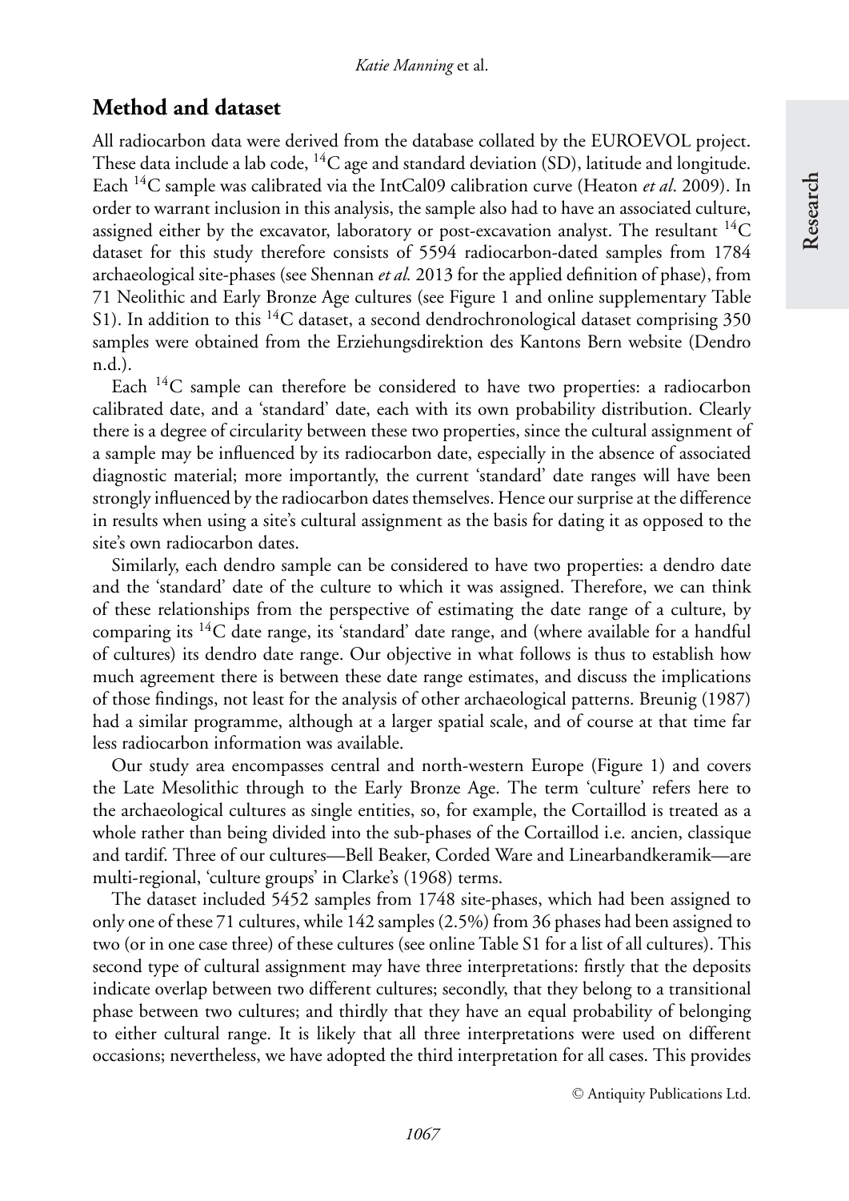## Method and dataset

All radiocarbon data were derived from the database collated by the EUROEVOL project. These data include a lab code, $^{14}C$ age and standard deviation (SD), latitude and longitude. Each $^{14}C$ sample was calibrated via the IntCal09 calibration curve (Heaton *et al*. 2009). In order to warrant inclusion in this analysis, the sample also had to have an associated culture, assigned either by the excavator, laboratory or post-excavation analyst. The resultant $^{14}C$ dataset for this study therefore consists of 5594 radiocarbon-dated samples from 1784 archaeological site-phases (see Shennan *et al.* 2013 for the applied definition of phase), from 71 Neolithic and Early Bronze Age cultures (see Figure 1 and online supplementary Table S1). In addition to this $^{14}C$ dataset, a second dendrochronological dataset comprising 350 samples were obtained from the Erziehungsdirektion des Kantons Bern website (Dendro n.d.).

Each $^{14}C$ sample can therefore be considered to have two properties: a radiocarbon calibrated date, and a 'standard' date, each with its own probability distribution. Clearly there is a degree of circularity between these two properties, since the cultural assignment of a sample may be influenced by its radiocarbon date, especially in the absence of associated diagnostic material; more importantly, the current 'standard' date ranges will have been strongly influenced by the radiocarbon dates themselves. Hence our surprise at the difference in results when using a site's cultural assignment as the basis for dating it as opposed to the site's own radiocarbon dates.

Similarly, each dendro sample can be considered to have two properties: a dendro date and the 'standard' date of the culture to which it was assigned. Therefore, we can think of these relationships from the perspective of estimating the date range of a culture, by comparing its $^{14}C$ date range, its 'standard' date range, and (where available for a handful of cultures) its dendro date range. Our objective in what follows is thus to establish how much agreement there is between these date range estimates, and discuss the implications of those findings, not least for the analysis of other archaeological patterns. Breunig (1987) had a similar programme, although at a larger spatial scale, and of course at that time far less radiocarbon information was available.

Our study area encompasses central and north-western Europe (Figure 1) and covers the Late Mesolithic through to the Early Bronze Age. The term 'culture' refers here to the archaeological cultures as single entities, so, for example, the Cortaillod is treated as a whole rather than being divided into the sub-phases of the Cortaillod i.e. ancien, classique and tardif. Three of our cultures—Bell Beaker, Corded Ware and Linearbandkeramik—are multi-regional, 'culture groups' in Clarke's (1968) terms.

The dataset included 5452 samples from 1748 site-phases, which had been assigned to only one of these 71 cultures, while 142 samples (2.5%) from 36 phases had been assigned to two (or in one case three) of these cultures (see online Table S1 for a list of all cultures). This second type of cultural assignment may have three interpretations: firstly that the deposits indicate overlap between two different cultures; secondly, that they belong to a transitional phase between two cultures; and thirdly that they have an equal probability of belonging to either cultural range. It is likely that all three interpretations were used on different occasions; nevertheless, we have adopted the third interpretation for all cases. This provides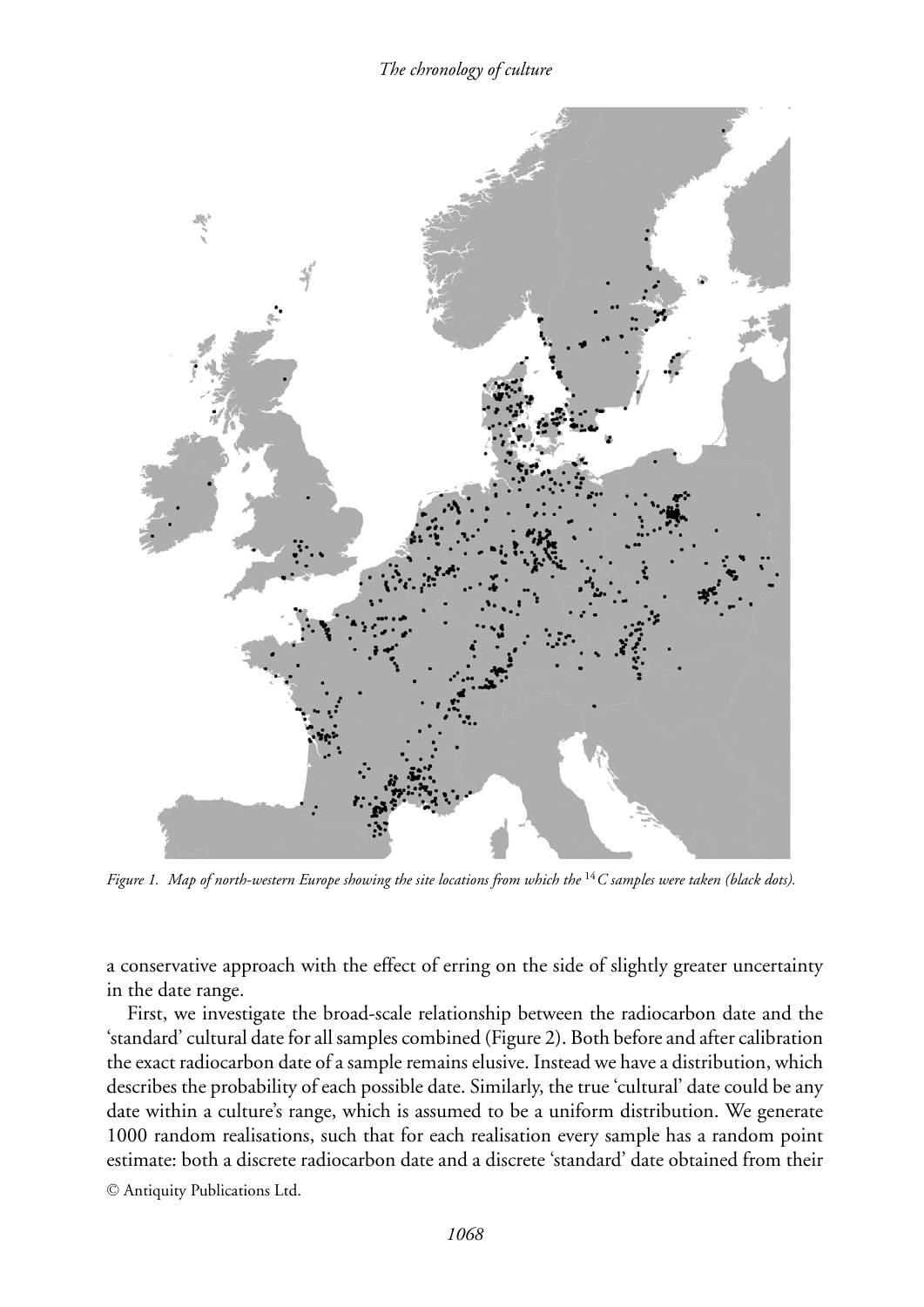*Figure 1. Map of north-western Europe showing the site locations from which the $^{14}C$ samples were taken (black dots).*

a conservative approach with the effect of erring on the side of slightly greater uncertainty in the date range.

First, we investigate the broad-scale relationship between the radiocarbon date and the 'standard' cultural date for all samples combined (Figure 2). Both before and after calibration the exact radiocarbon date of a sample remains elusive. Instead we have a distribution, which describes the probability of each possible date. Similarly, the true 'cultural' date could be any date within a culture's range, which is assumed to be a uniform distribution. We generate 1000 random realisations, such that for each realisation every sample has a random point estimate: both a discrete radiocarbon date and a discrete 'standard' date obtained from their

© Antiquity Publications Ltd.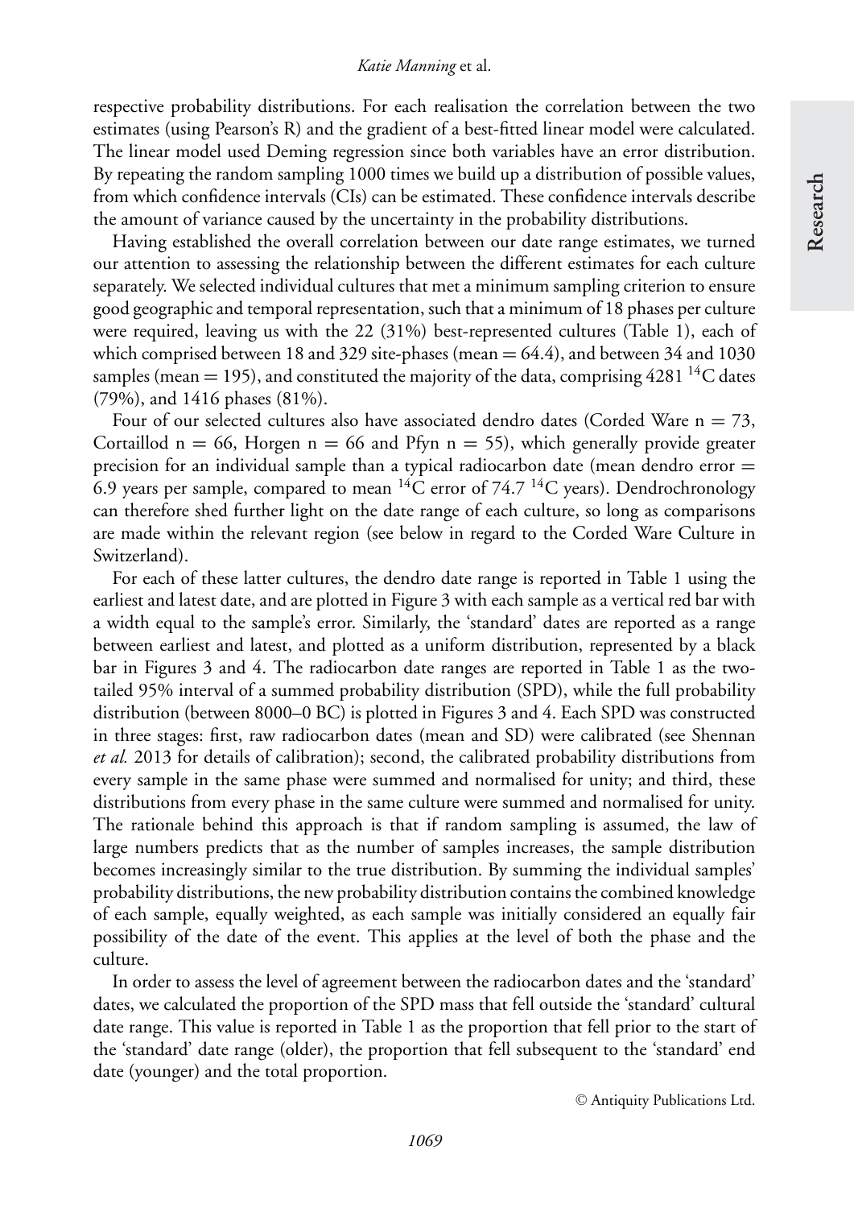respective probability distributions. For each realisation the correlation between the two estimates (using Pearson's R) and the gradient of a best-fitted linear model were calculated. The linear model used Deming regression since both variables have an error distribution. By repeating the random sampling 1000 times we build up a distribution of possible values, from which confidence intervals (CIs) can be estimated. These confidence intervals describe the amount of variance caused by the uncertainty in the probability distributions.

Having established the overall correlation between our date range estimates, we turned our attention to assessing the relationship between the different estimates for each culture separately. We selected individual cultures that met a minimum sampling criterion to ensure good geographic and temporal representation, such that a minimum of 18 phases per culture were required, leaving us with the 22 (31%) best-represented cultures (Table 1), each of which comprised between 18 and 329 site-phases (mean = 64.4), and between 34 and 1030 samples (mean = 195), and constituted the majority of the data, comprising 4281 $^{14}$C dates (79%), and 1416 phases (81%).

Four of our selected cultures also have associated dendro dates (Corded Ware n = 73, Cortaillod n = 66, Horgen n = 66 and Pfyn n = 55), which generally provide greater precision for an individual sample than a typical radiocarbon date (mean dendro error = 6.9 years per sample, compared to mean $^{14}$C error of 74.7 $^{14}$C years). Dendrochronology can therefore shed further light on the date range of each culture, so long as comparisons are made within the relevant region (see below in regard to the Corded Ware Culture in Switzerland).

For each of these latter cultures, the dendro date range is reported in Table 1 using the earliest and latest date, and are plotted in Figure 3 with each sample as a vertical red bar with a width equal to the sample's error. Similarly, the 'standard' dates are reported as a range between earliest and latest, and plotted as a uniform distribution, represented by a black bar in Figures 3 and 4. The radiocarbon date ranges are reported in Table 1 as the two-tailed 95% interval of a summed probability distribution (SPD), while the full probability distribution (between 8000–0 BC) is plotted in Figures 3 and 4. Each SPD was constructed in three stages: first, raw radiocarbon dates (mean and SD) were calibrated (see Shennan *et al.* 2013 for details of calibration); second, the calibrated probability distributions from every sample in the same phase were summed and normalised for unity; and third, these distributions from every phase in the same culture were summed and normalised for unity. The rationale behind this approach is that if random sampling is assumed, the law of large numbers predicts that as the number of samples increases, the sample distribution becomes increasingly similar to the true distribution. By summing the individual samples' probability distributions, the new probability distribution contains the combined knowledge of each sample, equally weighted, as each sample was initially considered an equally fair possibility of the date of the event. This applies at the level of both the phase and the culture.

In order to assess the level of agreement between the radiocarbon dates and the 'standard' dates, we calculated the proportion of the SPD mass that fell outside the 'standard' cultural date range. This value is reported in Table 1 as the proportion that fell prior to the start of the 'standard' date range (older), the proportion that fell subsequent to the 'standard' end date (younger) and the total proportion.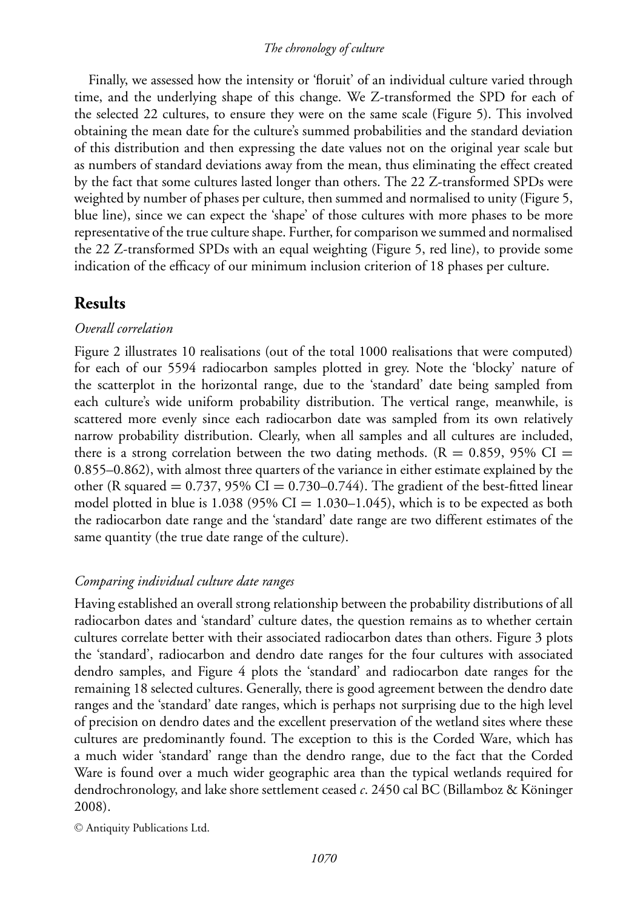Finally, we assessed how the intensity or 'floruit' of an individual culture varied through time, and the underlying shape of this change. We Z-transformed the SPD for each of the selected 22 cultures, to ensure they were on the same scale (Figure 5). This involved obtaining the mean date for the culture's summed probabilities and the standard deviation of this distribution and then expressing the date values not on the original year scale but as numbers of standard deviations away from the mean, thus eliminating the effect created by the fact that some cultures lasted longer than others. The 22 Z-transformed SPDs were weighted by number of phases per culture, then summed and normalised to unity (Figure 5, blue line), since we can expect the 'shape' of those cultures with more phases to be more representative of the true culture shape. Further, for comparison we summed and normalised the 22 Z-transformed SPDs with an equal weighting (Figure 5, red line), to provide some indication of the efficacy of our minimum inclusion criterion of 18 phases per culture.

## Results

### *Overall correlation*

Figure 2 illustrates 10 realisations (out of the total 1000 realisations that were computed) for each of our 5594 radiocarbon samples plotted in grey. Note the 'blocky' nature of the scatterplot in the horizontal range, due to the 'standard' date being sampled from each culture's wide uniform probability distribution. The vertical range, meanwhile, is scattered more evenly since each radiocarbon date was sampled from its own relatively narrow probability distribution. Clearly, when all samples and all cultures are included, there is a strong correlation between the two dating methods. ($R = 0.859$, 95% CI = 0.855–0.862), with almost three quarters of the variance in either estimate explained by the other (R squared = 0.737, 95% CI = 0.730–0.744). The gradient of the best-fitted linear model plotted in blue is 1.038 (95% CI = 1.030–1.045), which is to be expected as both the radiocarbon date range and the 'standard' date range are two different estimates of the same quantity (the true date range of the culture).

### *Comparing individual culture date ranges*

Having established an overall strong relationship between the probability distributions of all radiocarbon dates and 'standard' culture dates, the question remains as to whether certain cultures correlate better with their associated radiocarbon dates than others. Figure 3 plots the 'standard', radiocarbon and dendro date ranges for the four cultures with associated dendro samples, and Figure 4 plots the 'standard' and radiocarbon date ranges for the remaining 18 selected cultures. Generally, there is good agreement between the dendro date ranges and the 'standard' date ranges, which is perhaps not surprising due to the high level of precision on dendro dates and the excellent preservation of the wetland sites where these cultures are predominantly found. The exception to this is the Corded Ware, which has a much wider 'standard' range than the dendro range, due to the fact that the Corded Ware is found over a much wider geographic area than the typical wetlands required for dendrochronology, and lake shore settlement ceased *c*. 2450 cal BC (Billamboz & Köninger 2008).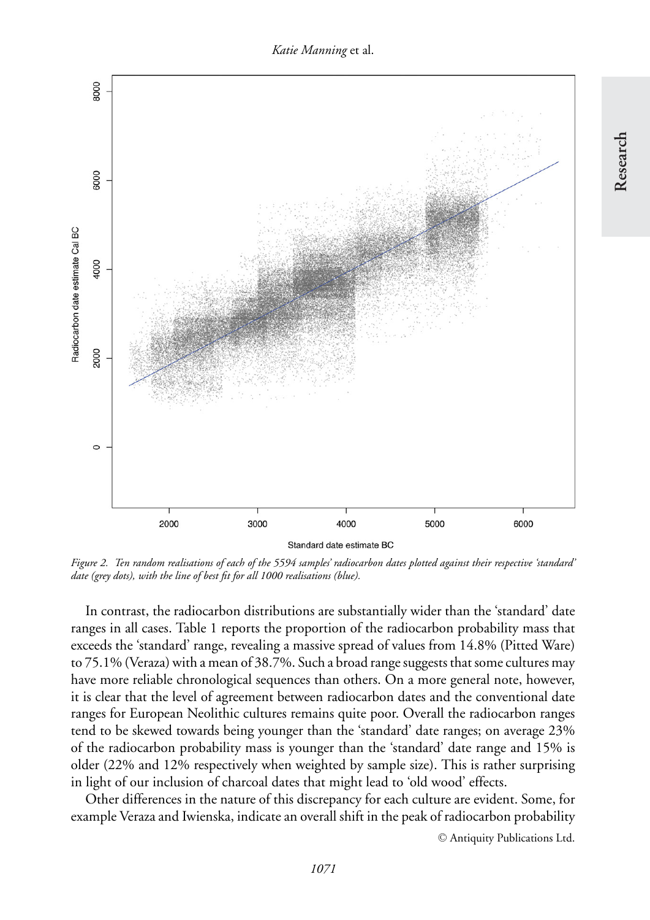8000

6000

4000

2000

0

Radiocarbon date estimate Cal BC

2000

3000

4000

5000

6000

Standard date estimate BC

*Figure 2. Ten random realisations of each of the 5594 samples' radiocarbon dates plotted against their respective 'standard' date (grey dots), with the line of best fit for all 1000 realisations (blue).*

In contrast, the radiocarbon distributions are substantially wider than the 'standard' date ranges in all cases. Table 1 reports the proportion of the radiocarbon probability mass that exceeds the 'standard' range, revealing a massive spread of values from 14.8% (Pitted Ware) to 75.1% (Veraza) with a mean of 38.7%. Such a broad range suggests that some cultures may have more reliable chronological sequences than others. On a more general note, however, it is clear that the level of agreement between radiocarbon dates and the conventional date ranges for European Neolithic cultures remains quite poor. Overall the radiocarbon ranges tend to be skewed towards being younger than the 'standard' date ranges; on average 23% of the radiocarbon probability mass is younger than the 'standard' date range and 15% is older (22% and 12% respectively when weighted by sample size). This is rather surprising in light of our inclusion of charcoal dates that might lead to 'old wood' effects.

Other differences in the nature of this discrepancy for each culture are evident. Some, for example Veraza and Iwienska, indicate an overall shift in the peak of radiocarbon probability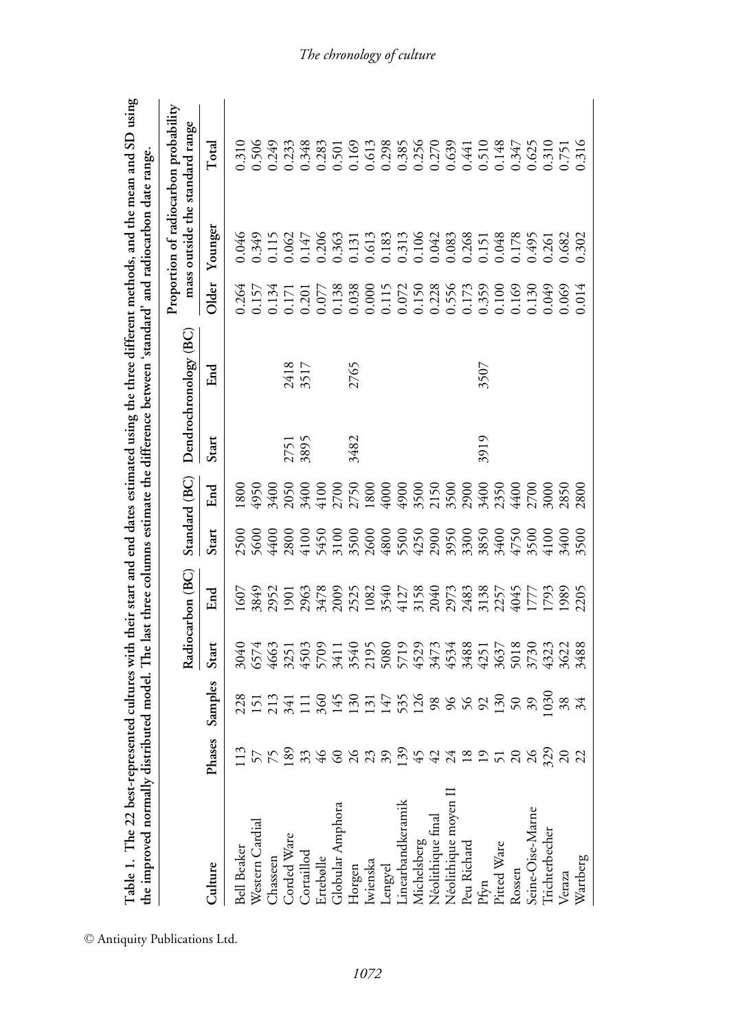Table 1. The 22 best-represented cultures with their start and end dates estimated using the three different methods, and the mean and SD using the improved normally distributed model. The last three columns estimate the difference between 'standard' and radiocarbon date range.

| Culture | Phases | Samples | Radiocarbon (BC) | | Standard (BC) | | Dendrochronology (BC) | | Proportion of radiocarbon probability mass outside the standard range | | |
|---|---|---|---|---|---|---|---|---|---|---|---|
| | | | Start | End | Start | End | Start | End | Older | Younger | Total |
| Bell Beaker | 113 | 228 | 3040 | 1607 | 2500 | 1800 | | | 0.264 | 0.046 | 0.310 |
| Western Cardial | 57 | 151 | 6574 | 3849 | 5600 | 4950 | | | 0.157 | 0.349 | 0.506 |
| Chasseen | 75 | 213 | 4663 | 2952 | 4400 | 3400 | | | 0.134 | 0.115 | 0.249 |
| Corded Ware | 189 | 341 | 3251 | 1901 | 2800 | 2050 | 2751 | 2418 | 0.171 | 0.062 | 0.233 |
| Cortaillod | 33 | 111 | 4503 | 2963 | 4100 | 3400 | 3895 | 3517 | 0.201 | 0.147 | 0.348 |
| Ertebølle | 46 | 360 | 5709 | 3478 | 5450 | 4100 | | | 0.077 | 0.206 | 0.283 |
| Globular Amphora | 60 | 145 | 3411 | 2009 | 3100 | 2700 | | | 0.138 | 0.363 | 0.501 |
| Horgen | 26 | 130 | 3540 | 2525 | 3500 | 2750 | 3482 | 2765 | 0.038 | 0.131 | 0.169 |
| Iwienska | 23 | 131 | 2195 | 1082 | 2600 | 1800 | | | 0.000 | 0.613 | 0.613 |
| Lengyel | 39 | 147 | 5080 | 3540 | 4800 | 4000 | | | 0.115 | 0.183 | 0.298 |
| Linearbandkeramik | 139 | 535 | 5719 | 4127 | 5500 | 4900 | | | 0.072 | 0.313 | 0.385 |
| Michelsberg | 45 | 126 | 4529 | 3158 | 4250 | 3500 | | | 0.150 | 0.106 | 0.256 |
| Néolithique final | 42 | 98 | 3473 | 2040 | 2900 | 2150 | | | 0.228 | 0.042 | 0.270 |
| Néolithique moyen II | 24 | 96 | 4534 | 2973 | 3950 | 3500 | | | 0.556 | 0.083 | 0.639 |
| Peu Richard | 18 | 56 | 3488 | 2483 | 3300 | 2900 | | | 0.173 | 0.268 | 0.441 |
| Pfyn | 19 | 92 | 4251 | 3138 | 3850 | 3400 | 3919 | 3507 | 0.359 | 0.151 | 0.510 |
| Pitted Ware | 51 | 130 | 3637 | 2257 | 3400 | 2350 | | | 0.100 | 0.048 | 0.148 |
| Rossen | 20 | 50 | 5018 | 4045 | 4750 | 4400 | | | 0.169 | 0.178 | 0.347 |
| Seine-Oise-Marne | 26 | 39 | 3730 | 1777 | 3500 | 2700 | | | 0.130 | 0.495 | 0.625 |
| Trichterbecher | 329 | 1030 | 4323 | 1793 | 4100 | 3000 | | | 0.049 | 0.261 | 0.310 |
| Veraza | 20 | 38 | 3622 | 1989 | 3400 | 2850 | | | 0.069 | 0.682 | 0.751 |
| Wartberg | 22 | 34 | 3488 | 2205 | 3500 | 2800 | | | 0.014 | 0.302 | 0.316 |

© Antiquity Publications Ltd.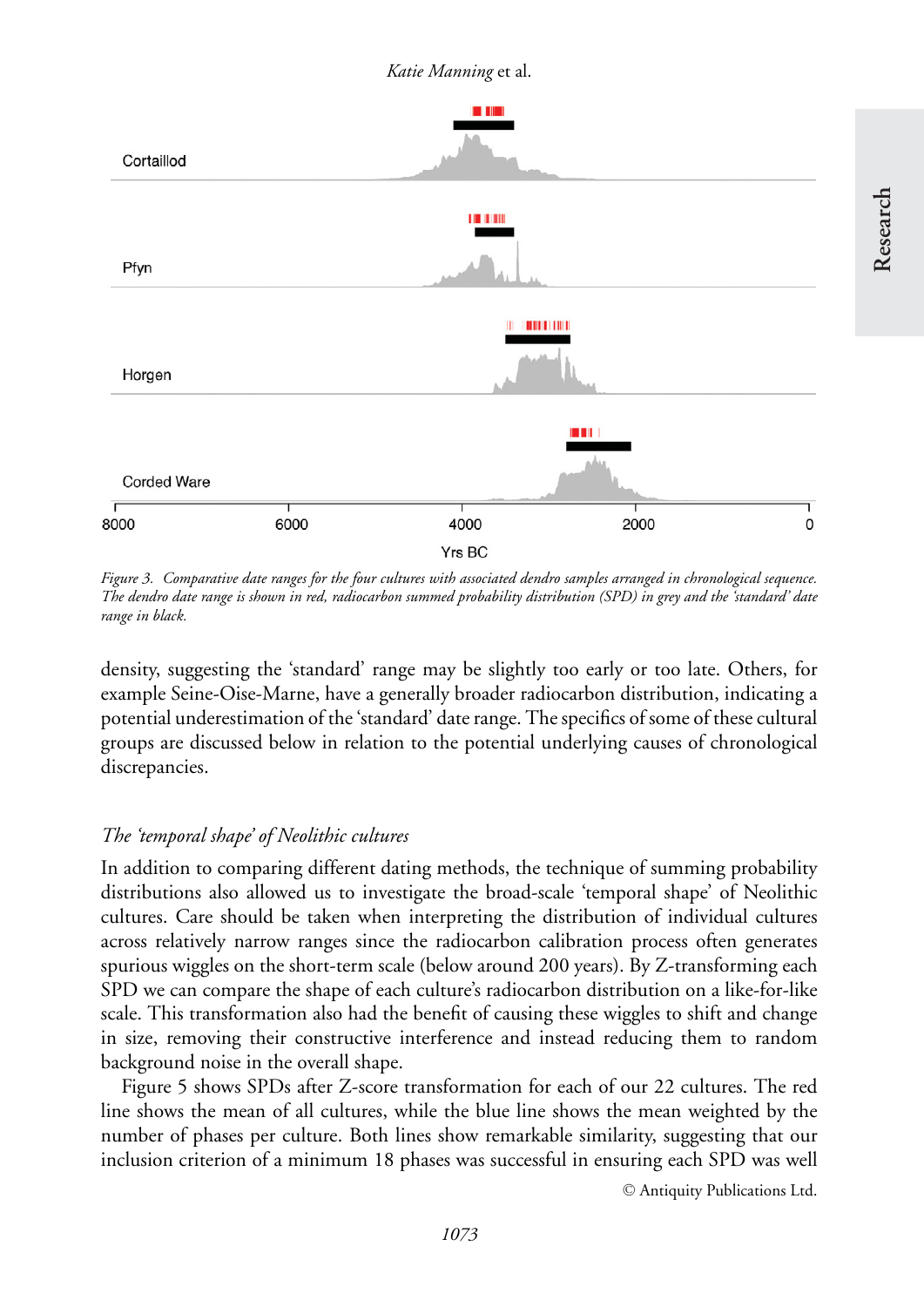*Figure 3. Comparative date ranges for the four cultures with associated dendro samples arranged in chronological sequence. The dendro date range is shown in red, radiocarbon summed probability distribution (SPD) in grey and the 'standard' date range in black.*

density, suggesting the 'standard' range may be slightly too early or too late. Others, for example Seine-Oise-Marne, have a generally broader radiocarbon distribution, indicating a potential underestimation of the 'standard' date range. The specifics of some of these cultural groups are discussed below in relation to the potential underlying causes of chronological discrepancies.

### *The 'temporal shape' of Neolithic cultures*

In addition to comparing different dating methods, the technique of summing probability distributions also allowed us to investigate the broad-scale 'temporal shape' of Neolithic cultures. Care should be taken when interpreting the distribution of individual cultures across relatively narrow ranges since the radiocarbon calibration process often generates spurious wiggles on the short-term scale (below around 200 years). By Z-transforming each SPD we can compare the shape of each culture's radiocarbon distribution on a like-for-like scale. This transformation also had the benefit of causing these wiggles to shift and change in size, removing their constructive interference and instead reducing them to random background noise in the overall shape.

Figure 5 shows SPDs after Z-score transformation for each of our 22 cultures. The red line shows the mean of all cultures, while the blue line shows the mean weighted by the number of phases per culture. Both lines show remarkable similarity, suggesting that our inclusion criterion of a minimum 18 phases was successful in ensuring each SPD was well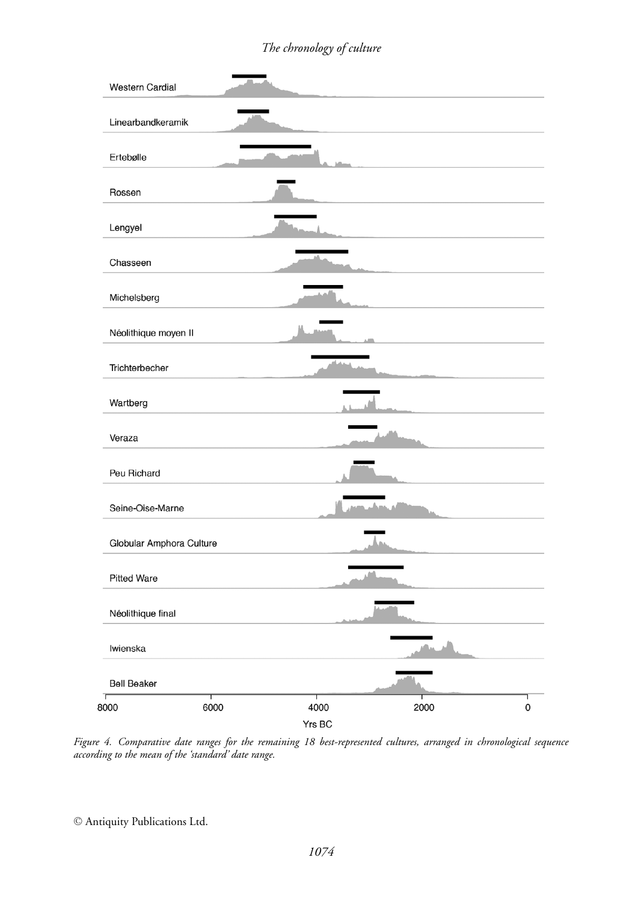Western Cardial

Linearbandkeramik

Ertebølle

Rossen

Lengyel

Chasseen

Michelsberg

Néolithique moyen II

Trichterbecher

Wartberg

Veraza

Peu Richard

Seine-Oise-Marne

Globular Amphora Culture

Pitted Ware

Néolithique final

Iwienska

Bell Beaker

8000 6000 4000 2000 0

Yrs BC

*Figure 4. Comparative date ranges for the remaining 18 best-represented cultures, arranged in chronological sequence according to the mean of the 'standard' date range.*

© Antiquity Publications Ltd.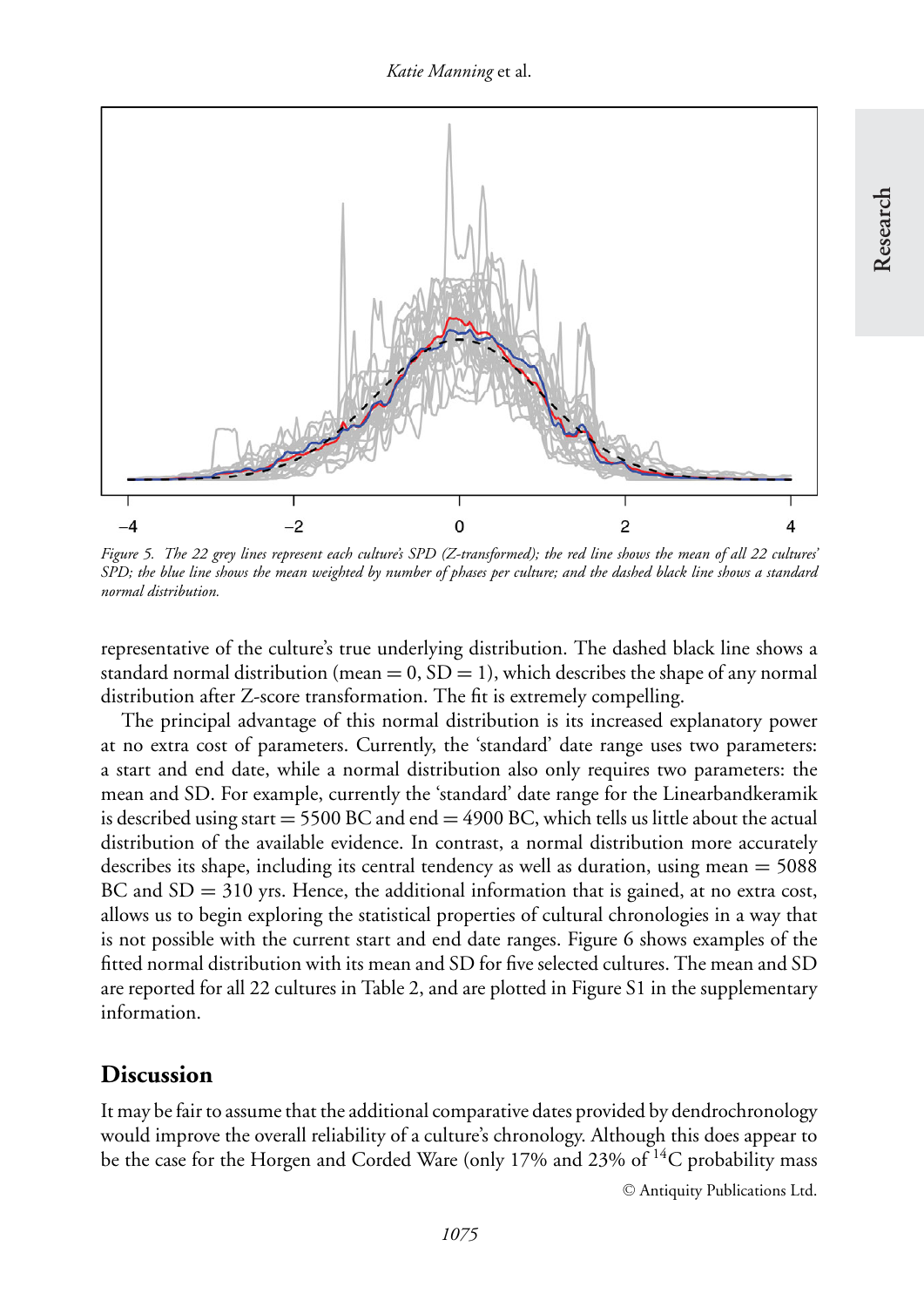−4

−2

0

2

4

*Figure 5. The 22 grey lines represent each culture's SPD (Z-transformed); the red line shows the mean of all 22 cultures' SPD; the blue line shows the mean weighted by number of phases per culture; and the dashed black line shows a standard normal distribution.*

representative of the culture's true underlying distribution. The dashed black line shows a standard normal distribution (mean = 0, SD = 1), which describes the shape of any normal distribution after Z-score transformation. The fit is extremely compelling.

The principal advantage of this normal distribution is its increased explanatory power at no extra cost of parameters. Currently, the 'standard' date range uses two parameters: a start and end date, while a normal distribution also only requires two parameters: the mean and SD. For example, currently the 'standard' date range for the Linearbandkeramik is described using start = 5500 BC and end = 4900 BC, which tells us little about the actual distribution of the available evidence. In contrast, a normal distribution more accurately describes its shape, including its central tendency as well as duration, using mean = 5088 BC and SD = 310 yrs. Hence, the additional information that is gained, at no extra cost, allows us to begin exploring the statistical properties of cultural chronologies in a way that is not possible with the current start and end date ranges. Figure 6 shows examples of the fitted normal distribution with its mean and SD for five selected cultures. The mean and SD are reported for all 22 cultures in Table 2, and are plotted in Figure S1 in the supplementary information.

## Discussion

It may be fair to assume that the additional comparative dates provided by dendrochronology would improve the overall reliability of a culture's chronology. Although this does appear to be the case for the Horgen and Corded Ware (only 17% and 23% of $^{14}C$ probability mass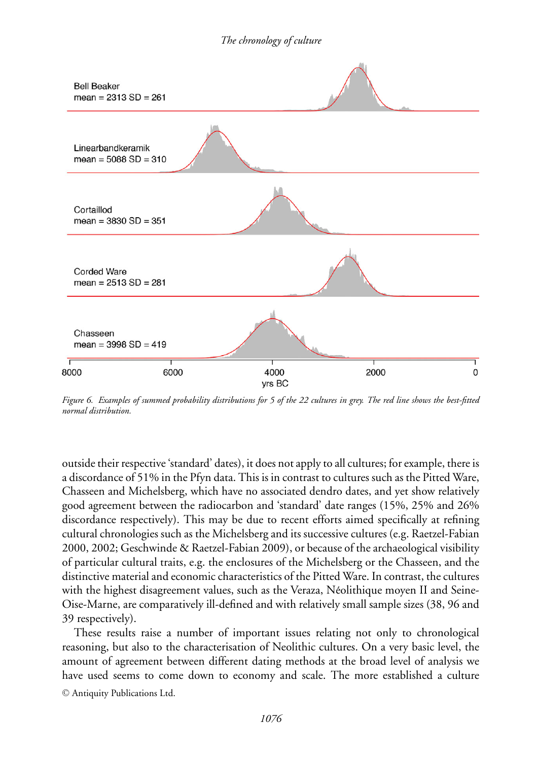Bell Beaker
mean = 2313 SD = 261

Linearbandkeramik
mean = 5088 SD = 310

Cortaillod
mean = 3830 SD = 351

Corded Ware
mean = 2513 SD = 281

Chasseen
mean = 3998 SD = 419

8000 6000 4000 2000 0
yrs BC

*Figure 6. Examples of summed probability distributions for 5 of the 22 cultures in grey. The red line shows the best-fitted normal distribution.*

outside their respective 'standard' dates), it does not apply to all cultures; for example, there is a discordance of 51% in the Pfyn data. This is in contrast to cultures such as the Pitted Ware, Chasseen and Michelsberg, which have no associated dendro dates, and yet show relatively good agreement between the radiocarbon and 'standard' date ranges (15%, 25% and 26% discordance respectively). This may be due to recent efforts aimed specifically at refining cultural chronologies such as the Michelsberg and its successive cultures (e.g. Raetzel-Fabian 2000, 2002; Geschwinde & Raetzel-Fabian 2009), or because of the archaeological visibility of particular cultural traits, e.g. the enclosures of the Michelsberg or the Chasseen, and the distinctive material and economic characteristics of the Pitted Ware. In contrast, the cultures with the highest disagreement values, such as the Veraza, Néolithique moyen II and Seine-Oise-Marne, are comparatively ill-defined and with relatively small sample sizes (38, 96 and 39 respectively).

These results raise a number of important issues relating not only to chronological reasoning, but also to the characterisation of Neolithic cultures. On a very basic level, the amount of agreement between different dating methods at the broad level of analysis we have used seems to come down to economy and scale. The more established a culture

© Antiquity Publications Ltd.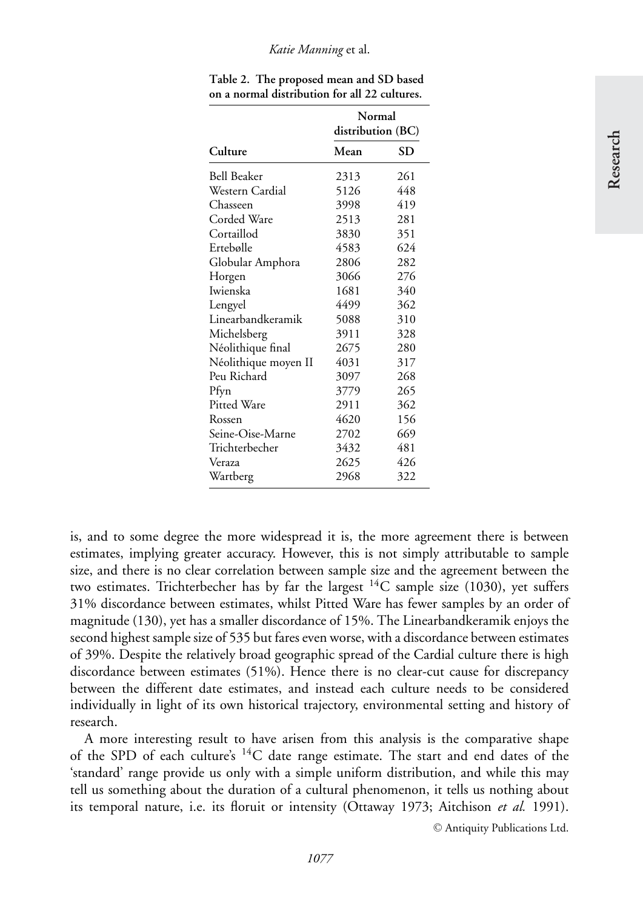Table 2. The proposed mean and SD based on a normal distribution for all 22 cultures.

| Culture | Normal distribution (BC) | |
|---|---|---|
| | Mean | SD |
| Bell Beaker | 2313 | 261 |
| Western Cardial | 5126 | 448 |
| Chasseen | 3998 | 419 |
| Corded Ware | 2513 | 281 |
| Cortaillod | 3830 | 351 |
| Ertebølle | 4583 | 624 |
| Globular Amphora | 2806 | 282 |
| Horgen | 3066 | 276 |
| Iwienska | 1681 | 340 |
| Lengyel | 4499 | 362 |
| Linearbandkeramik | 5088 | 310 |
| Michelsberg | 3911 | 328 |
| Néolithique final | 2675 | 280 |
| Néolithique moyen II | 4031 | 317 |
| Peu Richard | 3097 | 268 |
| Pfyn | 3779 | 265 |
| Pitted Ware | 2911 | 362 |
| Rossen | 4620 | 156 |
| Seine-Oise-Marne | 2702 | 669 |
| Trichterbecher | 3432 | 481 |
| Veraza | 2625 | 426 |
| Wartberg | 2968 | 322 |

is, and to some degree the more widespread it is, the more agreement there is between estimates, implying greater accuracy. However, this is not simply attributable to sample size, and there is no clear correlation between sample size and the agreement between the two estimates. Trichterbecher has by far the largest $^{14}C$ sample size (1030), yet suffers 31% discordance between estimates, whilst Pitted Ware has fewer samples by an order of magnitude (130), yet has a smaller discordance of 15%. The Linearbandkeramik enjoys the second highest sample size of 535 but fares even worse, with a discordance between estimates of 39%. Despite the relatively broad geographic spread of the Cardial culture there is high discordance between estimates (51%). Hence there is no clear-cut cause for discrepancy between the different date estimates, and instead each culture needs to be considered individually in light of its own historical trajectory, environmental setting and history of research.

A more interesting result to have arisen from this analysis is the comparative shape of the SPD of each culture's $^{14}C$ date range estimate. The start and end dates of the 'standard' range provide us only with a simple uniform distribution, and while this may tell us something about the duration of a cultural phenomenon, it tells us nothing about its temporal nature, i.e. its floruit or intensity (Ottaway 1973; Aitchison *et al.* 1991).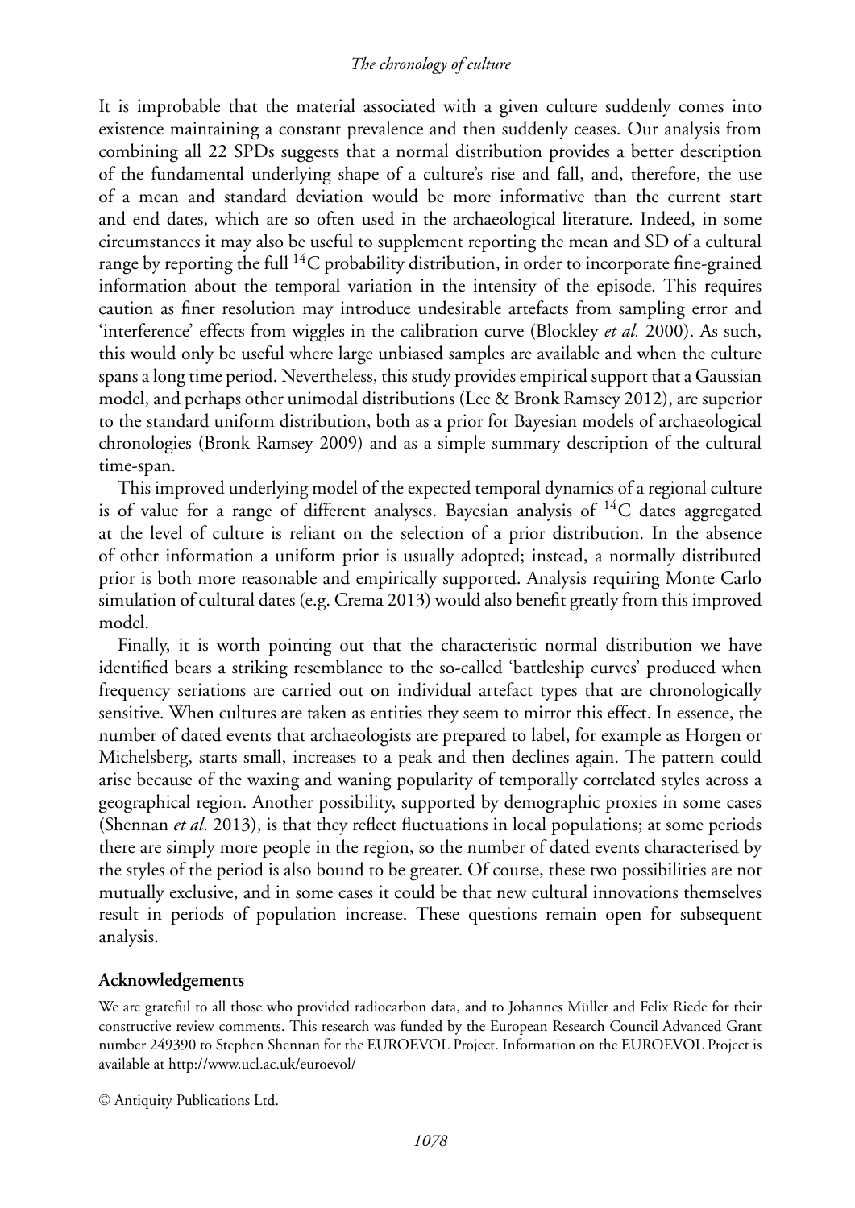It is improbable that the material associated with a given culture suddenly comes into existence maintaining a constant prevalence and then suddenly ceases. Our analysis from combining all 22 SPDs suggests that a normal distribution provides a better description of the fundamental underlying shape of a culture's rise and fall, and, therefore, the use of a mean and standard deviation would be more informative than the current start and end dates, which are so often used in the archaeological literature. Indeed, in some circumstances it may also be useful to supplement reporting the mean and SD of a cultural range by reporting the full $^{14}C$ probability distribution, in order to incorporate fine-grained information about the temporal variation in the intensity of the episode. This requires caution as finer resolution may introduce undesirable artefacts from sampling error and 'interference' effects from wiggles in the calibration curve (Blockley *et al.* 2000). As such, this would only be useful where large unbiased samples are available and when the culture spans a long time period. Nevertheless, this study provides empirical support that a Gaussian model, and perhaps other unimodal distributions (Lee & Bronk Ramsey 2012), are superior to the standard uniform distribution, both as a prior for Bayesian models of archaeological chronologies (Bronk Ramsey 2009) and as a simple summary description of the cultural time-span.

This improved underlying model of the expected temporal dynamics of a regional culture is of value for a range of different analyses. Bayesian analysis of $^{14}C$ dates aggregated at the level of culture is reliant on the selection of a prior distribution. In the absence of other information a uniform prior is usually adopted; instead, a normally distributed prior is both more reasonable and empirically supported. Analysis requiring Monte Carlo simulation of cultural dates (e.g. Crema 2013) would also benefit greatly from this improved model.

Finally, it is worth pointing out that the characteristic normal distribution we have identified bears a striking resemblance to the so-called 'battleship curves' produced when frequency seriations are carried out on individual artefact types that are chronologically sensitive. When cultures are taken as entities they seem to mirror this effect. In essence, the number of dated events that archaeologists are prepared to label, for example as Horgen or Michelsberg, starts small, increases to a peak and then declines again. The pattern could arise because of the waxing and waning popularity of temporally correlated styles across a geographical region. Another possibility, supported by demographic proxies in some cases (Shennan *et al*. 2013), is that they reflect fluctuations in local populations; at some periods there are simply more people in the region, so the number of dated events characterised by the styles of the period is also bound to be greater. Of course, these two possibilities are not mutually exclusive, and in some cases it could be that new cultural innovations themselves result in periods of population increase. These questions remain open for subsequent analysis.

## Acknowledgements

We are grateful to all those who provided radiocarbon data, and to Johannes Müller and Felix Riede for their constructive review comments. This research was funded by the European Research Council Advanced Grant number 249390 to Stephen Shennan for the EUROEVOL Project. Information on the EUROEVOL Project is available at http://www.ucl.ac.uk/euroevol/

© Antiquity Publications Ltd.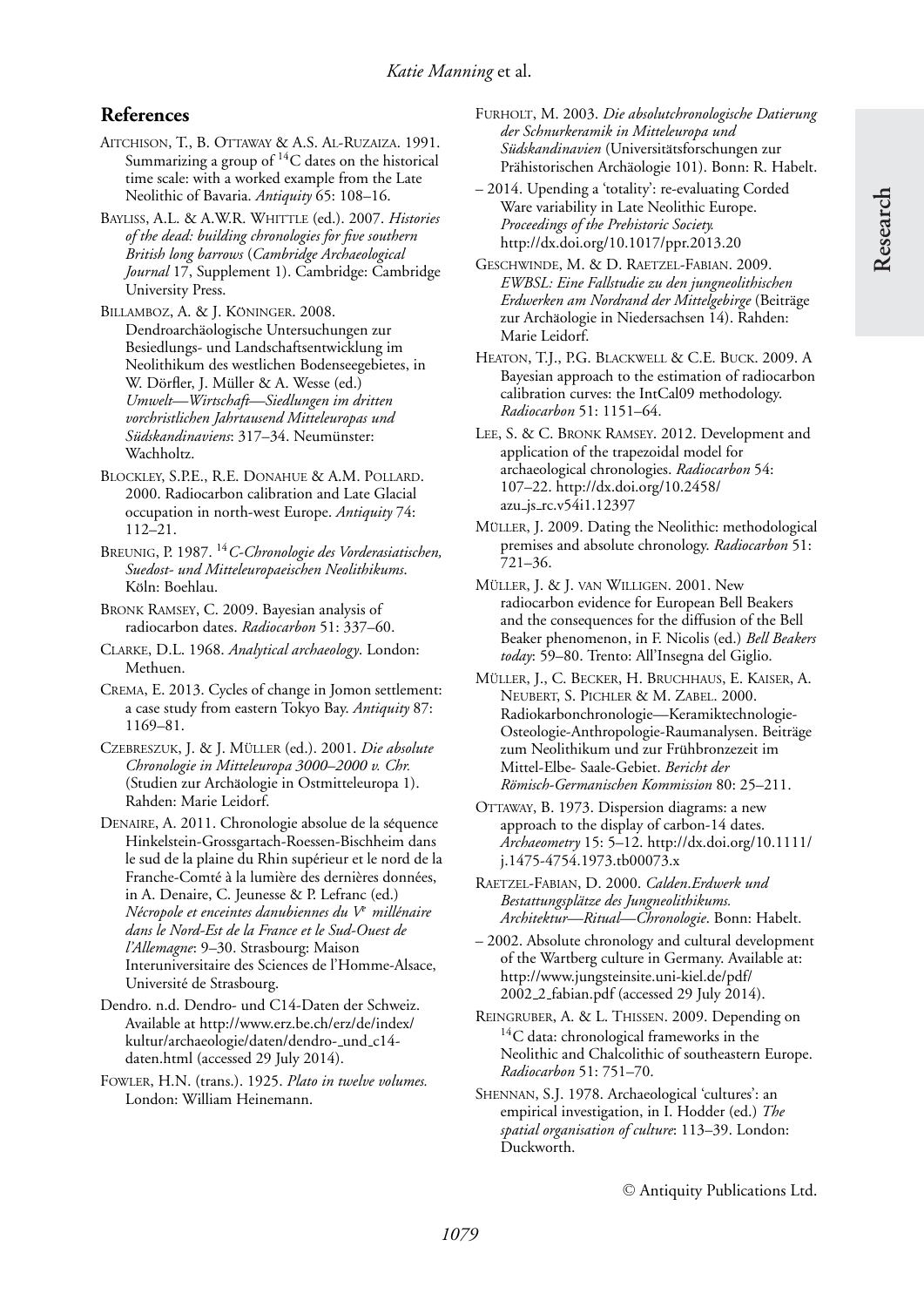## References

AITCHISON, T., B. OTTAWAY & A.S. AL-RUZAIZA. 1991. Summarizing a group of $^{14}$C dates on the historical time scale: with a worked example from the Late Neolithic of Bavaria. *Antiquity* 65: 108–16.

BAYLISS, A.L. & A.W.R. WHITTLE (ed.). 2007. *Histories of the dead: building chronologies for five southern British long barrows* (*Cambridge Archaeological Journal* 17, Supplement 1). Cambridge: Cambridge University Press.

BILLAMBOZ, A. & J. KÖNINGER. 2008. Dendroarchäologische Untersuchungen zur Besiedlungs- und Landschaftsentwicklung im Neolithikum des westlichen Bodenseegebietes, in W. Dörfler, J. Müller & A. Wesse (ed.) *Umwelt—Wirtschaft—Siedlungen im dritten vorchristlichen Jahrtausend Mitteleuropas und Südskandinaviens*: 317–34. Neumünster: Wachholtz.

BLOCKLEY, S.P.E., R.E. DONAHUE & A.M. POLLARD. 2000. Radiocarbon calibration and Late Glacial occupation in north-west Europe. *Antiquity* 74: 112–21.

BREUNIG, P. 1987. *$^{14}$C-Chronologie des Vorderasiatischen, Suedost- und Mitteleuropaeischen Neolithikums*. Köln: Boehlau.

BRONK RAMSEY, C. 2009. Bayesian analysis of radiocarbon dates. *Radiocarbon* 51: 337–60.

CLARKE, D.L. 1968. *Analytical archaeology*. London: Methuen.

CREMA, E. 2013. Cycles of change in Jomon settlement: a case study from eastern Tokyo Bay. *Antiquity* 87: 1169–81.

CZEBRESZUK, J. & J. MÜLLER (ed.). 2001. *Die absolute Chronologie in Mitteleuropa 3000–2000 v. Chr.* (Studien zur Archäologie in Ostmitteleuropa 1). Rahden: Marie Leidorf.

DENAIRE, A. 2011. Chronologie absolue de la séquence Hinkelstein-Grossgartach-Roessen-Bischheim dans le sud de la plaine du Rhin supérieur et le nord de la Franche-Comté à la lumière des dernières données, in A. Denaire, C. Jeunesse & P. Lefranc (ed.) *Nécropole et enceintes danubiennes du V$^{e}$ millénaire dans le Nord-Est de la France et le Sud-Ouest de l'Allemagne*: 9–30. Strasbourg: Maison Interuniversitaire des Sciences de l'Homme-Alsace, Université de Strasbourg.

Dendro. n.d. Dendro- und C14-Daten der Schweiz. Available at http://www.erz.be.ch/erz/de/index/kultur/archaeologie/daten/dendro-_und_c14-daten.html (accessed 29 July 2014).

FOWLER, H.N. (trans.). 1925. *Plato in twelve volumes.* London: William Heinemann.

FURHOLT, M. 2003. *Die absolutchronologische Datierung der Schnurkeramik in Mitteleuropa und Südskandinavien* (Universitätsforschungen zur Prähistorischen Archäologie 101). Bonn: R. Habelt.

– 2014. Upending a 'totality': re-evaluating Corded Ware variability in Late Neolithic Europe. *Proceedings of the Prehistoric Society.* http://dx.doi.org/10.1017/ppr.2013.20

GESCHWINDE, M. & D. RAETZEL-FABIAN. 2009. *EWBSL: Eine Fallstudie zu den jungneolithischen Erdwerken am Nordrand der Mittelgebirge* (Beiträge zur Archäologie in Niedersachsen 14). Rahden: Marie Leidorf.

HEATON, T.J., P.G. BLACKWELL & C.E. BUCK. 2009. A Bayesian approach to the estimation of radiocarbon calibration curves: the IntCal09 methodology. *Radiocarbon* 51: 1151–64.

LEE, S. & C. BRONK RAMSEY. 2012. Development and application of the trapezoidal model for archaeological chronologies. *Radiocarbon* 54: 107–22. http://dx.doi.org/10.2458/azu_js_rc.v54i1.12397

MÜLLER, J. 2009. Dating the Neolithic: methodological premises and absolute chronology. *Radiocarbon* 51: 721–36.

MÜLLER, J. & J. VAN WILLIGEN. 2001. New radiocarbon evidence for European Bell Beakers and the consequences for the diffusion of the Bell Beaker phenomenon, in F. Nicolis (ed.) *Bell Beakers today*: 59–80. Trento: All'Insegna del Giglio.

MÜLLER, J., C. BECKER, H. BRUCHHAUS, E. KAISER, A. NEUBERT, S. PICHLER & M. ZABEL. 2000. Radiokarbonchronologie—Keramiktechnologie-Osteologie-Anthropologie-Raumanalysen. Beiträge zum Neolithikum und zur Frühbronzezeit im Mittel-Elbe- Saale-Gebiet. *Bericht der Römisch-Germanischen Kommission* 80: 25–211.

OTTAWAY, B. 1973. Dispersion diagrams: a new approach to the display of carbon-14 dates. *Archaeometry* 15: 5–12. http://dx.doi.org/10.1111/j.1475-4754.1973.tb00073.x

RAETZEL-FABIAN, D. 2000. *Calden.Erdwerk und Bestattungsplätze des Jungneolithikums. Architektur—Ritual—Chronologie*. Bonn: Habelt.

– 2002. Absolute chronology and cultural development of the Wartberg culture in Germany. Available at: http://www.jungsteinsite.uni-kiel.de/pdf/2002_2_fabian.pdf (accessed 29 July 2014).

REINGRUBER, A. & L. THISSEN. 2009. Depending on $^{14}$C data: chronological frameworks in the Neolithic and Chalcolithic of southeastern Europe. *Radiocarbon* 51: 751–70.

SHENNAN, S.J. 1978. Archaeological 'cultures': an empirical investigation, in I. Hodder (ed.) *The spatial organisation of culture*: 113–39. London: Duckworth.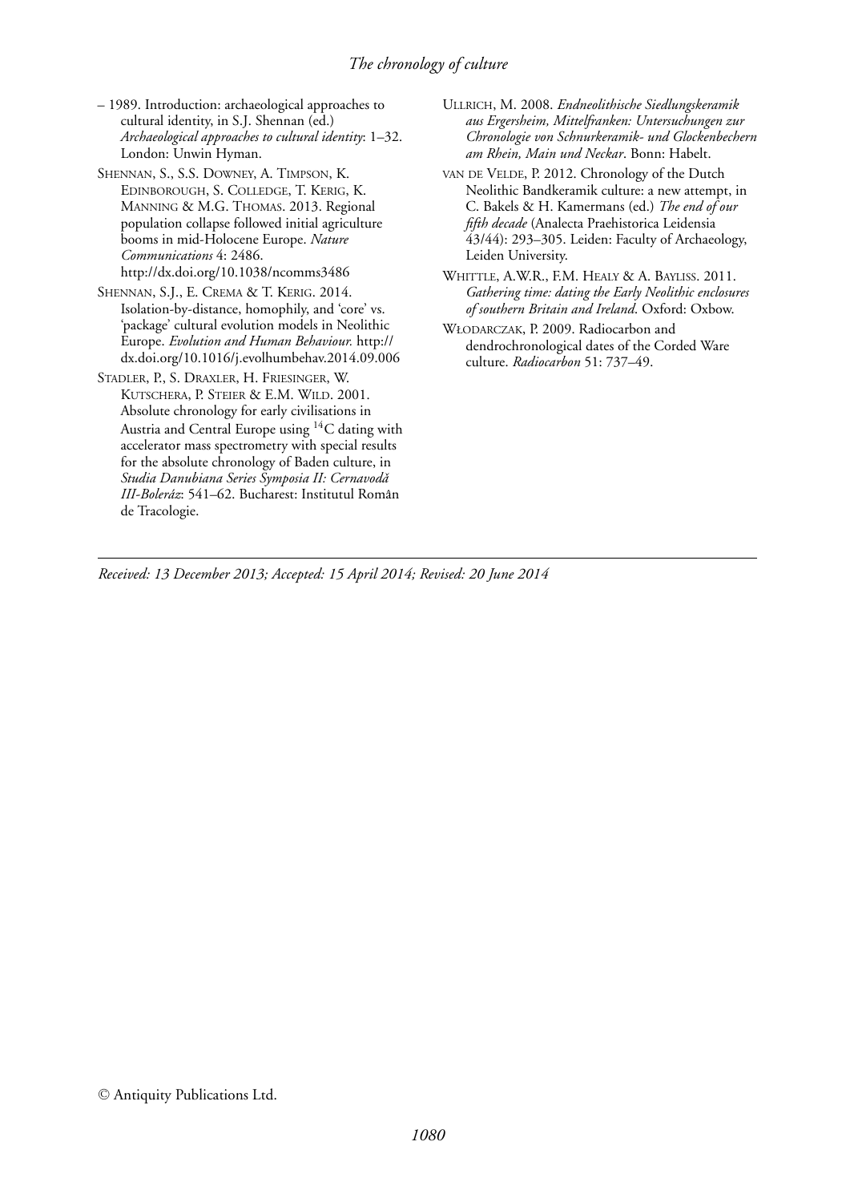– 1989. Introduction: archaeological approaches to cultural identity, in S.J. Shennan (ed.) *Archaeological approaches to cultural identity*: 1–32. London: Unwin Hyman.

Shennan, S., S.S. Downey, A. Timpson, K. Edinborough, S. Colledge, T. Kerig, K. Manning & M.G. Thomas. 2013. Regional population collapse followed initial agriculture booms in mid-Holocene Europe. *Nature Communications* 4: 2486. http://dx.doi.org/10.1038/ncomms3486

Shennan, S.J., E. Crema & T. Kerig. 2014. Isolation-by-distance, homophily, and 'core' vs. 'package' cultural evolution models in Neolithic Europe. *Evolution and Human Behaviour.* http://dx.doi.org/10.1016/j.evolhumbehav.2014.09.006

Stadler, P., S. Draxler, H. Friesinger, W. Kutschera, P. Steier & E.M. Wild. 2001. Absolute chronology for early civilisations in Austria and Central Europe using $^{14}$C dating with accelerator mass spectrometry with special results for the absolute chronology of Baden culture, in *Studia Danubiana Series Symposia II: Cernavodă III-Boleráz*: 541–62. Bucharest: Institutul Român de Tracologie.

Ullrich, M. 2008. *Endneolithische Siedlungskeramik aus Ergersheim, Mittelfranken: Untersuchungen zur Chronologie von Schnurkeramik- und Glockenbechern am Rhein, Main und Neckar*. Bonn: Habelt.

van de Velde, P. 2012. Chronology of the Dutch Neolithic Bandkeramik culture: a new attempt, in C. Bakels & H. Kamermans (ed.) *The end of our fifth decade* (Analecta Praehistorica Leidensia 43/44): 293–305. Leiden: Faculty of Archaeology, Leiden University.

Whittle, A.W.R., F.M. Healy & A. Bayliss. 2011. *Gathering time: dating the Early Neolithic enclosures of southern Britain and Ireland*. Oxford: Oxbow.

Włodarczak, P. 2009. Radiocarbon and dendrochronological dates of the Corded Ware culture. *Radiocarbon* 51: 737–49.

---

*Received: 13 December 2013; Accepted: 15 April 2014; Revised: 20 June 2014*

© Antiquity Publications Ltd.